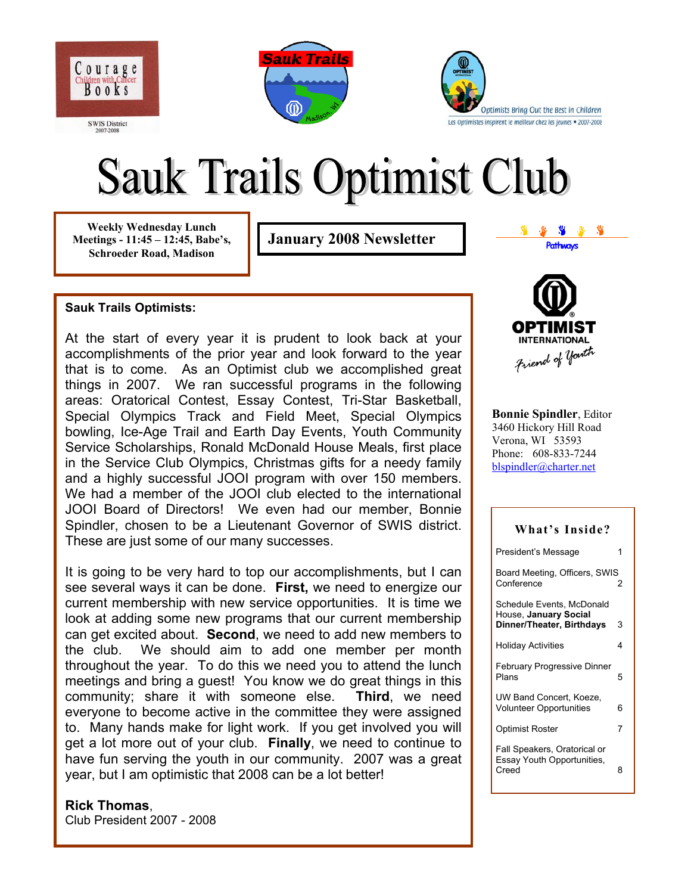Courage Children with Cancer Books

SWIS District 2007-2008

Sauk Trails

Optimists Bring Out the Best in Children

Les Optimistes inspirent le meilleur chez les jeunes • 2007-2008

# Sauk Trails Optimist Club

**Weekly Wednesday Lunch Meetings - 11:45 – 12:45, Babe's, Schroeder Road, Madison**

**January 2008 Newsletter**

Pathways

OPTIMIST INTERNATIONAL

*Friend of Youth*

**Bonnie Spindler**, Editor
3460 Hickory Hill Road
Verona, WI 53593
Phone: 608-833-7244
blspindler@charter.net

## What's Inside?

| | |
|---|---|
| President's Message | 1 |
| Board Meeting, Officers, SWIS Conference | 2 |
| Schedule Events, McDonald House, **January Social Dinner/Theater, Birthdays** | 3 |
| Holiday Activities | 4 |
| February Progressive Dinner Plans | 5 |
| UW Band Concert, Koeze, Volunteer Opportunities | 6 |
| Optimist Roster | 7 |
| Fall Speakers, Oratorical or Essay Youth Opportunities, Creed | 8 |

**Sauk Trails Optimists:**

At the start of every year it is prudent to look back at your accomplishments of the prior year and look forward to the year that is to come. As an Optimist club we accomplished great things in 2007. We ran successful programs in the following areas: Oratorical Contest, Essay Contest, Tri-Star Basketball, Special Olympics Track and Field Meet, Special Olympics bowling, Ice-Age Trail and Earth Day Events, Youth Community Service Scholarships, Ronald McDonald House Meals, first place in the Service Club Olympics, Christmas gifts for a needy family and a highly successful JOOI program with over 150 members. We had a member of the JOOI club elected to the international JOOI Board of Directors! We even had our member, Bonnie Spindler, chosen to be a Lieutenant Governor of SWIS district. These are just some of our many successes.

It is going to be very hard to top our accomplishments, but I can see several ways it can be done. **First,** we need to energize our current membership with new service opportunities. It is time we look at adding some new programs that our current membership can get excited about. **Second**, we need to add new members to the club. We should aim to add one member per month throughout the year. To do this we need you to attend the lunch meetings and bring a guest! You know we do great things in this community; share it with someone else. **Third**, we need everyone to become active in the committee they were assigned to. Many hands make for light work. If you get involved you will get a lot more out of your club. **Finally**, we need to continue to have fun serving the youth in our community. 2007 was a great year, but I am optimistic that 2008 can be a lot better!

**Rick Thomas**,
Club President 2007 - 2008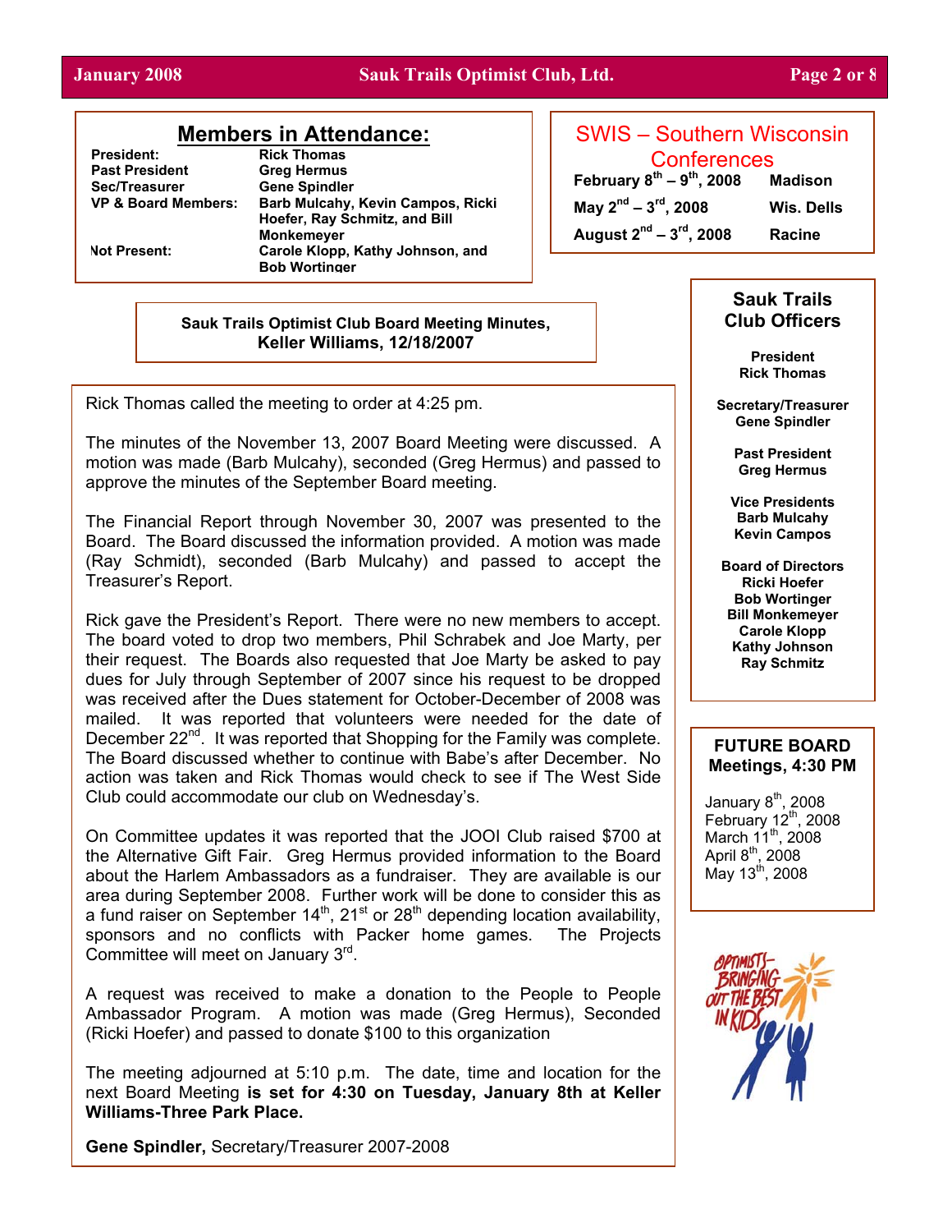## Members in Attendance:

| | |
|---|---|
| **President:** | **Rick Thomas** |
| **Past President** | **Greg Hermus** |
| **Sec/Treasurer** | **Gene Spindler** |
| **VP & Board Members:** | **Barb Mulcahy, Kevin Campos, Ricki Hoefer, Ray Schmitz, and Bill Monkemeyer** |
| **Not Present:** | **Carole Klopp, Kathy Johnson, and Bob Wortinger** |

## SWIS – Southern Wisconsin Conferences

| | |
|---|---|
| **February 8th – 9th, 2008** | **Madison** |
| **May 2nd – 3rd, 2008** | **Wis. Dells** |
| **August 2nd – 3rd, 2008** | **Racine** |

### Sauk Trails Optimist Club Board Meeting Minutes, Keller Williams, 12/18/2007

Rick Thomas called the meeting to order at 4:25 pm.

The minutes of the November 13, 2007 Board Meeting were discussed. A motion was made (Barb Mulcahy), seconded (Greg Hermus) and passed to approve the minutes of the September Board meeting.

The Financial Report through November 30, 2007 was presented to the Board. The Board discussed the information provided. A motion was made (Ray Schmidt), seconded (Barb Mulcahy) and passed to accept the Treasurer's Report.

Rick gave the President's Report. There were no new members to accept. The board voted to drop two members, Phil Schrabek and Joe Marty, per their request. The Boards also requested that Joe Marty be asked to pay dues for July through September of 2007 since his request to be dropped was received after the Dues statement for October-December of 2008 was mailed. It was reported that volunteers were needed for the date of December 22nd. It was reported that Shopping for the Family was complete. The Board discussed whether to continue with Babe's after December. No action was taken and Rick Thomas would check to see if The West Side Club could accommodate our club on Wednesday's.

On Committee updates it was reported that the JOOI Club raised $700 at the Alternative Gift Fair. Greg Hermus provided information to the Board about the Harlem Ambassadors as a fundraiser. They are available is our area during September 2008. Further work will be done to consider this as a fund raiser on September 14th, 21st or 28th depending location availability, sponsors and no conflicts with Packer home games. The Projects Committee will meet on January 3rd.

A request was received to make a donation to the People to People Ambassador Program. A motion was made (Greg Hermus), Seconded (Ricki Hoefer) and passed to donate $100 to this organization

The meeting adjourned at 5:10 p.m. The date, time and location for the next Board Meeting **is set for 4:30 on Tuesday, January 8th at Keller Williams-Three Park Place.**

**Gene Spindler,** Secretary/Treasurer 2007-2008

### Sauk Trails Club Officers

**President**
**Rick Thomas**

**Secretary/Treasurer**
**Gene Spindler**

**Past President**
**Greg Hermus**

**Vice Presidents**
**Barb Mulcahy**
**Kevin Campos**

**Board of Directors**
**Ricki Hoefer**
**Bob Wortinger**
**Bill Monkemeyer**
**Carole Klopp**
**Kathy Johnson**
**Ray Schmitz**

### FUTURE BOARD Meetings, 4:30 PM

January 8th, 2008
February 12th, 2008
March 11th, 2008
April 8th, 2008
May 13th, 2008

OPTIMISTS–BRINGING OUT THE BEST IN KIDS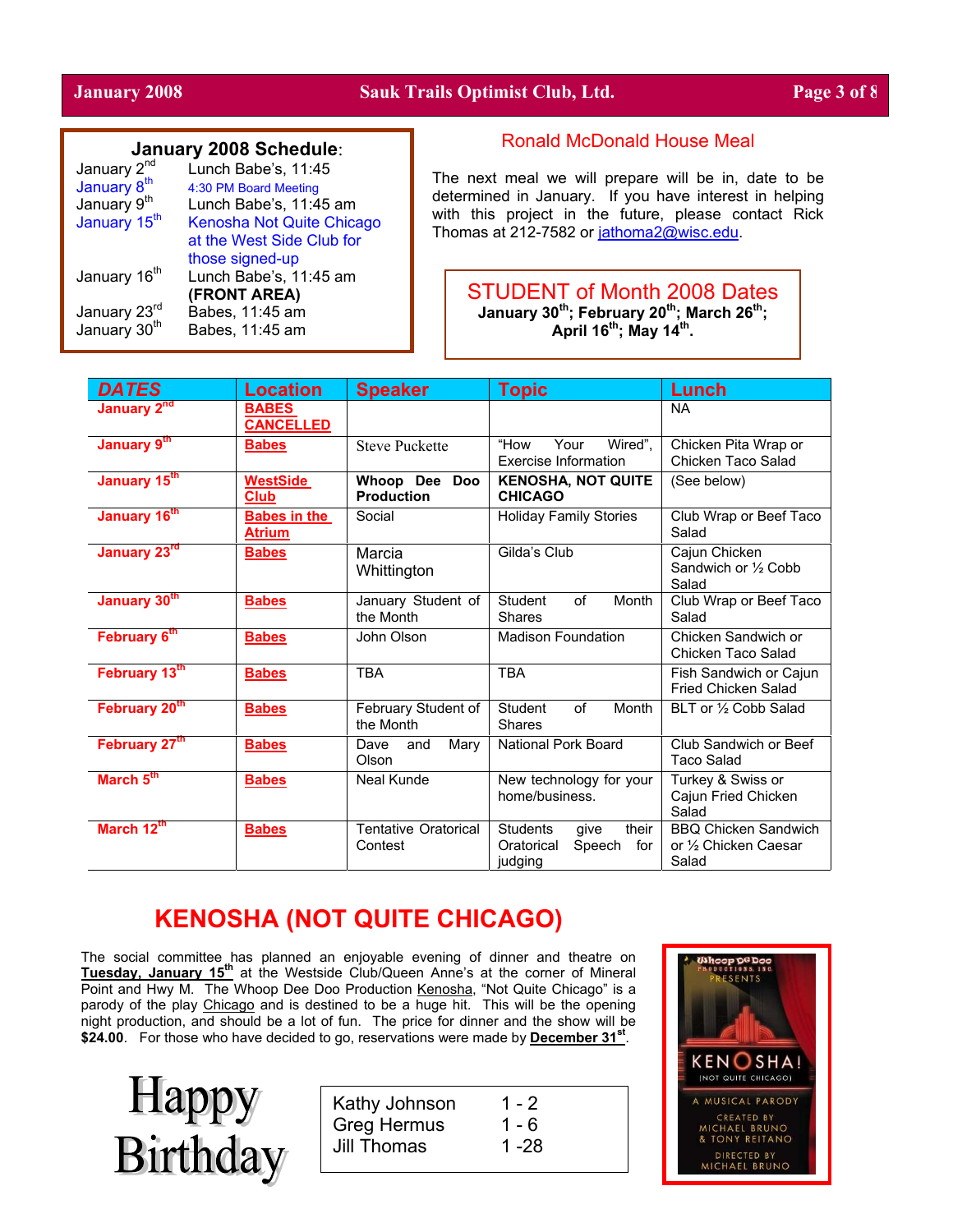## January 2008 Schedule:

| | |
|---|---|
| January 2nd | Lunch Babe's, 11:45 |
| January 8th | 4:30 PM Board Meeting |
| January 9th | Lunch Babe's, 11:45 am |
| January 15th | Kenosha Not Quite Chicago at the West Side Club for those signed-up |
| January 16th | Lunch Babe's, 11:45 am **(FRONT AREA)** |
| January 23rd | Babes, 11:45 am |
| January 30th | Babes, 11:45 am |

## Ronald McDonald House Meal

The next meal we will prepare will be in, date to be determined in January. If you have interest in helping with this project in the future, please contact Rick Thomas at 212-7582 or jathoma2@wisc.edu.

## STUDENT of Month 2008 Dates

**January 30th; February 20th; March 26th; April 16th; May 14th.**

| DATES | Location | Speaker | Topic | Lunch |
|---|---|---|---|---|
| January 2nd | BABES CANCELLED | | | NA |
| January 9th | Babes | Steve Puckette | "How Your Wired", Exercise Information | Chicken Pita Wrap or Chicken Taco Salad |
| January 15th | WestSide Club | **Whoop Dee Doo Production** | **KENOSHA, NOT QUITE CHICAGO** | (See below) |
| January 16th | Babes in the Atrium | Social | Holiday Family Stories | Club Wrap or Beef Taco Salad |
| January 23rd | Babes | Marcia Whittington | Gilda's Club | Cajun Chicken Sandwich or ½ Cobb Salad |
| January 30th | Babes | January Student of the Month | Student of Month Shares | Club Wrap or Beef Taco Salad |
| February 6th | Babes | John Olson | Madison Foundation | Chicken Sandwich or Chicken Taco Salad |
| February 13th | Babes | TBA | TBA | Fish Sandwich or Cajun Fried Chicken Salad |
| February 20th | Babes | February Student of the Month | Student of Month Shares | BLT or ½ Cobb Salad |
| February 27th | Babes | Dave and Mary Olson | National Pork Board | Club Sandwich or Beef Taco Salad |
| March 5th | Babes | Neal Kunde | New technology for your home/business. | Turkey & Swiss or Cajun Fried Chicken Salad |
| March 12th | Babes | Tentative Oratorical Contest | Students give their Oratorical Speech for judging | BBQ Chicken Sandwich or ½ Chicken Caesar Salad |

## KENOSHA (NOT QUITE CHICAGO)

The social committee has planned an enjoyable evening of dinner and theatre on **Tuesday, January 15th** at the Westside Club/Queen Anne's at the corner of Mineral Point and Hwy M. The Whoop Dee Doo Production Kenosha, "Not Quite Chicago" is a parody of the play Chicago and is destined to be a huge hit. This will be the opening night production, and should be a lot of fun. The price for dinner and the show will be **$24.00**. For those who have decided to go, reservations were made by **December 31st**.

Whoop Dee Doo Productions, Inc. Presents KENOSHA! (NOT QUITE CHICAGO) A MUSICAL PARODY Created by Michael Bruno & Tony Reitano Directed by Michael Bruno

## Happy Birthday

| | |
|---|---|
| Kathy Johnson | 1 - 2 |
| Greg Hermus | 1 - 6 |
| Jill Thomas | 1 -28 |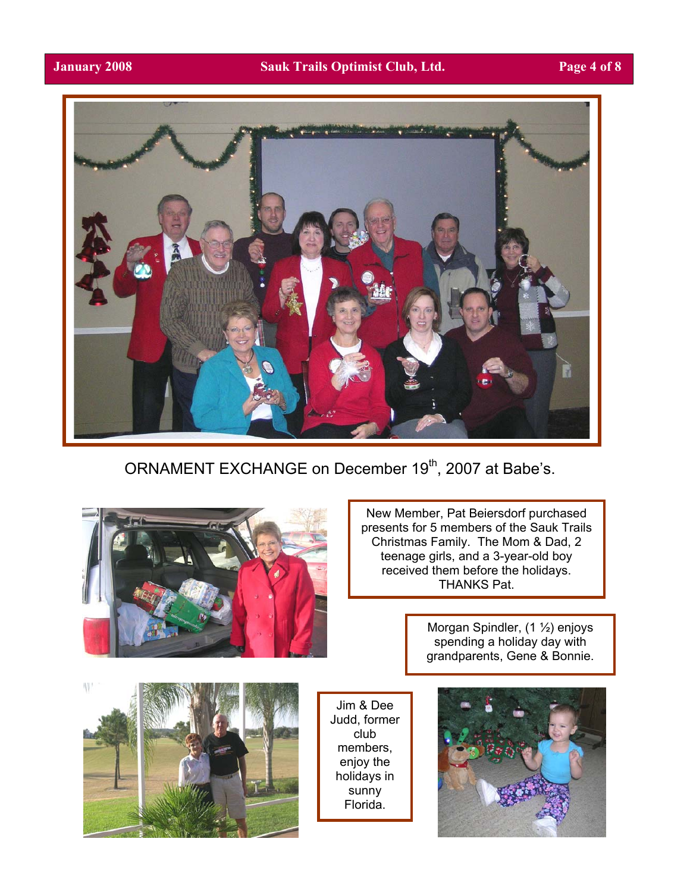ORNAMENT EXCHANGE on December 19th, 2007 at Babe's.

New Member, Pat Beiersdorf purchased presents for 5 members of the Sauk Trails Christmas Family. The Mom & Dad, 2 teenage girls, and a 3-year-old boy received them before the holidays. THANKS Pat.

Morgan Spindler, (1 ½) enjoys spending a holiday day with grandparents, Gene & Bonnie.

Jim & Dee Judd, former club members, enjoy the holidays in sunny Florida.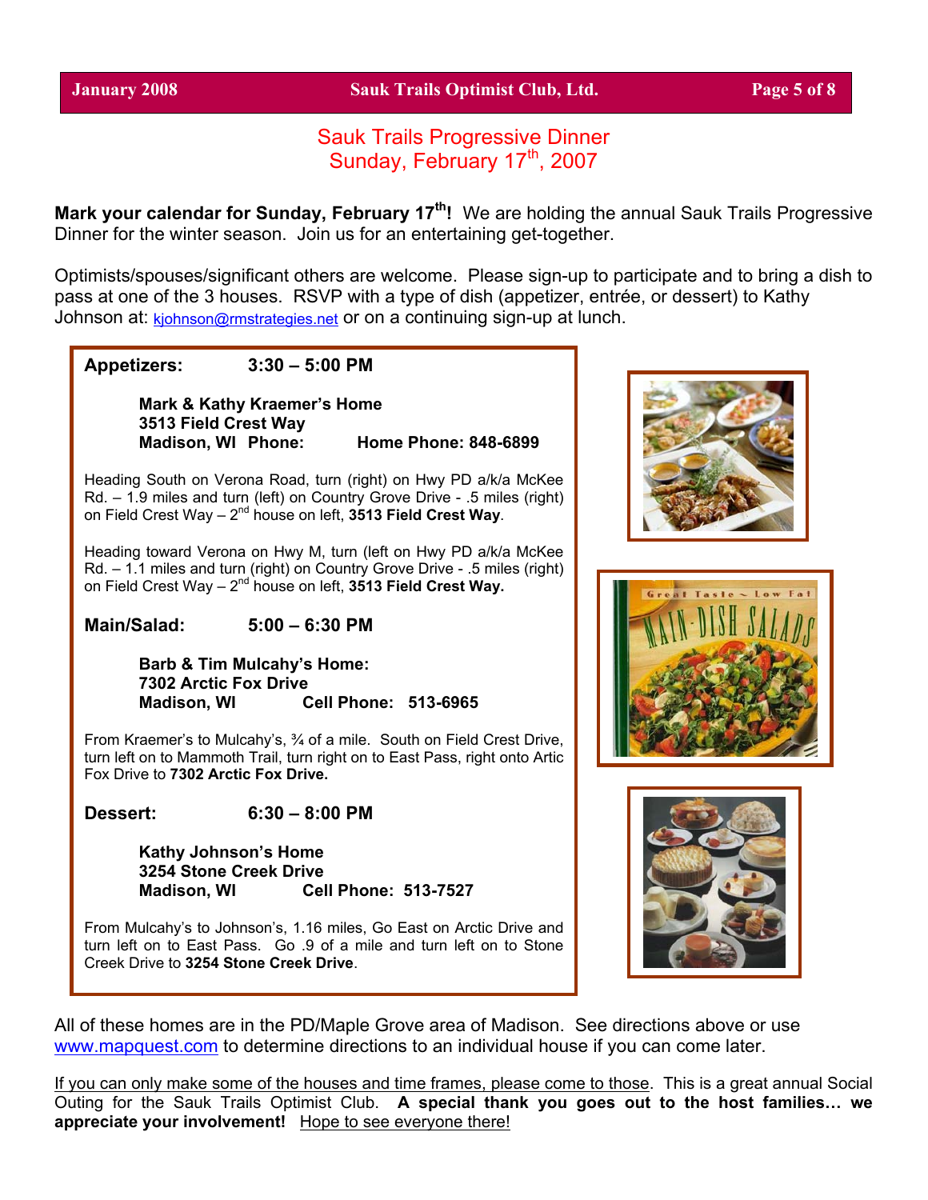# Sauk Trails Progressive Dinner
## Sunday, February 17th, 2007

**Mark your calendar for Sunday, February 17th!** We are holding the annual Sauk Trails Progressive Dinner for the winter season. Join us for an entertaining get-together.

Optimists/spouses/significant others are welcome. Please sign-up to participate and to bring a dish to pass at one of the 3 houses. RSVP with a type of dish (appetizer, entrée, or dessert) to Kathy Johnson at: kjohnson@rmstrategies.net or on a continuing sign-up at lunch.

**Appetizers: 3:30 – 5:00 PM**

**Mark & Kathy Kraemer's Home**
**3513 Field Crest Way**
**Madison, WI Phone: Home Phone: 848-6899**

Heading South on Verona Road, turn (right) on Hwy PD a/k/a McKee Rd. – 1.9 miles and turn (left) on Country Grove Drive - .5 miles (right) on Field Crest Way – 2nd house on left, **3513 Field Crest Way**.

Heading toward Verona on Hwy M, turn (left on Hwy PD a/k/a McKee Rd. – 1.1 miles and turn (right) on Country Grove Drive - .5 miles (right) on Field Crest Way – 2nd house on left, **3513 Field Crest Way.**

**Main/Salad: 5:00 – 6:30 PM**

**Barb & Tim Mulcahy's Home:**
**7302 Arctic Fox Drive**
**Madison, WI Cell Phone: 513-6965**

From Kraemer's to Mulcahy's, ¾ of a mile. South on Field Crest Drive, turn left on to Mammoth Trail, turn right on to East Pass, right onto Artic Fox Drive to **7302 Arctic Fox Drive.**

**Dessert: 6:30 – 8:00 PM**

**Kathy Johnson's Home**
**3254 Stone Creek Drive**
**Madison, WI Cell Phone: 513-7527**

From Mulcahy's to Johnson's, 1.16 miles, Go East on Arctic Drive and turn left on to East Pass. Go .9 of a mile and turn left on to Stone Creek Drive to **3254 Stone Creek Drive**.

All of these homes are in the PD/Maple Grove area of Madison. See directions above or use www.mapquest.com to determine directions to an individual house if you can come later.

If you can only make some of the houses and time frames, please come to those. This is a great annual Social Outing for the Sauk Trails Optimist Club. **A special thank you goes out to the host families… we appreciate your involvement!** Hope to see everyone there!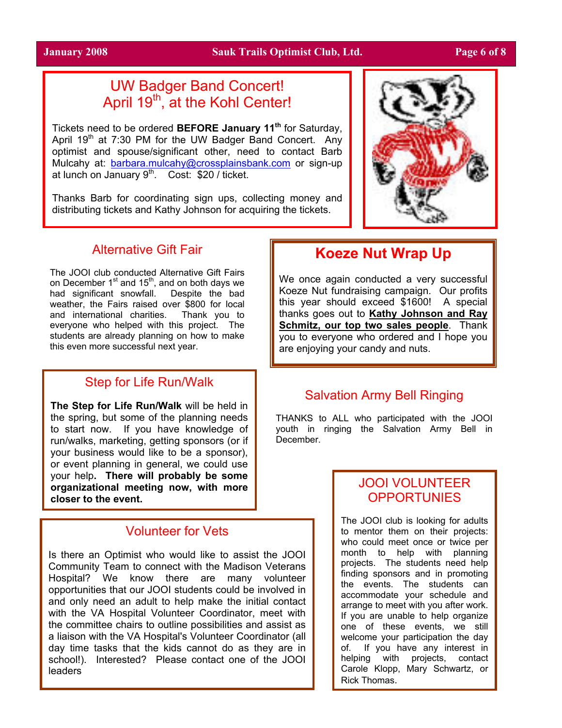## UW Badger Band Concert! April 19th, at the Kohl Center!

Tickets need to be ordered **BEFORE January 11th** for Saturday, April 19th at 7:30 PM for the UW Badger Band Concert. Any optimist and spouse/significant other, need to contact Barb Mulcahy at: barbara.mulcahy@crossplainsbank.com or sign-up at lunch on January 9th. Cost: $20 / ticket.

Thanks Barb for coordinating sign ups, collecting money and distributing tickets and Kathy Johnson for acquiring the tickets.

## Alternative Gift Fair

The JOOI club conducted Alternative Gift Fairs on December 1st and 15th, and on both days we had significant snowfall. Despite the bad weather, the Fairs raised over $800 for local and international charities. Thank you to everyone who helped with this project. The students are already planning on how to make this even more successful next year.

## Koeze Nut Wrap Up

We once again conducted a very successful Koeze Nut fundraising campaign. Our profits this year should exceed $1600! A special thanks goes out to **Kathy Johnson and Ray Schmitz, our top two sales people**. Thank you to everyone who ordered and I hope you are enjoying your candy and nuts.

## Step for Life Run/Walk

**The Step for Life Run/Walk** will be held in the spring, but some of the planning needs to start now. If you have knowledge of run/walks, marketing, getting sponsors (or if your business would like to be a sponsor), or event planning in general, we could use your help**. There will probably be some organizational meeting now, with more closer to the event.**

## Salvation Army Bell Ringing

THANKS to ALL who participated with the JOOI youth in ringing the Salvation Army Bell in December.

## Volunteer for Vets

Is there an Optimist who would like to assist the JOOI Community Team to connect with the Madison Veterans Hospital? We know there are many volunteer opportunities that our JOOI students could be involved in and only need an adult to help make the initial contact with the VA Hospital Volunteer Coordinator, meet with the committee chairs to outline possibilities and assist as a liaison with the VA Hospital's Volunteer Coordinator (all day time tasks that the kids cannot do as they are in school!). Interested? Please contact one of the JOOI leaders

## JOOI VOLUNTEER OPPORTUNIES

The JOOI club is looking for adults to mentor them on their projects: who could meet once or twice per month to help with planning projects. The students need help finding sponsors and in promoting the events. The students can accommodate your schedule and arrange to meet with you after work. If you are unable to help organize one of these events, we still welcome your participation the day of. If you have any interest in helping with projects, contact Carole Klopp, Mary Schwartz, or Rick Thomas.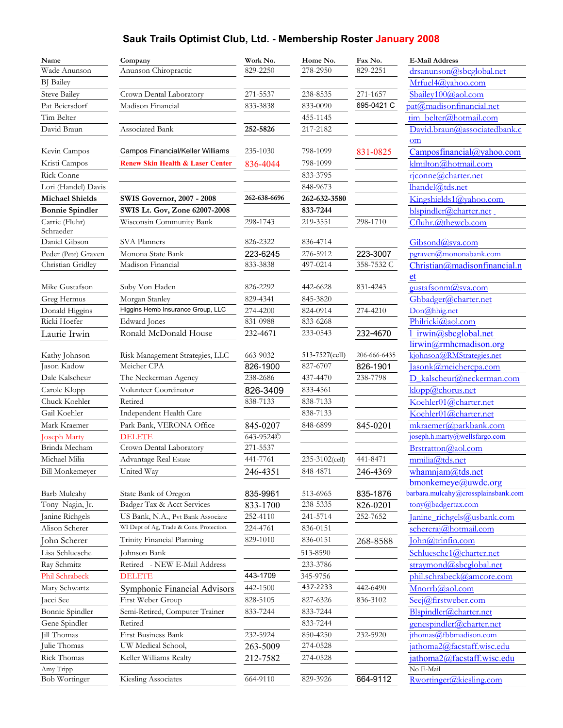# Sauk Trails Optimist Club, Ltd. - Membership Roster January 2008

| Name | Company | Work No. | Home No. | Fax No. | E-Mail Address |
|---|---|---|---|---|---|
| Wade Anunson | Anunson Chiropractic | 829-2250 | 278-2950 | 829-2251 | drsanunson@sbcglobal.net |
| BJ Bailey | | | | | Mrfuel4@yahoo.com |
| Steve Bailey | Crown Dental Laboratory | 271-5537 | 238-8535 | 271-1657 | Sbailey100@aol.com |
| Pat Beiersdorf | Madison Financial | 833-3838 | 833-0090 | 695-0421 C | pat@madisonfinancial.net |
| Tim Belter | | | 455-1145 | | tim_belter@hotmail.com |
| David Braun | Associated Bank | **252-5826** | 217-2182 | | David.braun@associatedbank.com |
| Kevin Campos | Campos Financial/Keller Williams | 235-1030 | 798-1099 | 831-0825 | Camposfinancial@yahoo.com |
| Kristi Campos | **Renew Skin Health & Laser Center** | 836-4044 | 798-1099 | | klmilton@hotmail.com |
| Rick Conne | | | 833-3795 | | rjconne@charter.net |
| Lori (Handel) Davis | | | 848-9673 | | lhandel@tds.net |
| **Michael Shields** | **SWIS Governor, 2007 - 2008** | **262-638-6696** | **262-632-3580** | | Kingshields1@yahoo.com |
| **Bonnie Spindler** | **SWIS Lt. Gov, Zone 62007-2008** | | **833-7244** | | blspindler@charter.net |
| Carrie (Fluhr) Schraeder | Wisconsin Community Bank | 298-1743 | 219-3551 | 298-1710 | Cfluhr.@thewcb.com |
| Daniel Gibson | SVA Planners | 826-2322 | 836-4714 | | Gibsond@sva.com |
| Peder (Pete) Graven | Monona State Bank | 223-6245 | 276-5912 | 223-3007 | pgraven@mononabank.com |
| Christian Gridley | Madison Financial | 833-3838 | 497-0214 | 358-7532 C | Christian@madisonfinancial.net |
| Mike Gustafson | Suby Von Haden | 826-2292 | 442-6628 | 831-4243 | gustafsonm@sva.com |
| Greg Hermus | Morgan Stanley | 829-4341 | 845-3820 | | Ghbadger@charter.net |
| Donald Higgins | Higgins Hemb Insurance Group, LLC | 274-4200 | 824-0914 | 274-4210 | Don@hhig.net |
| Ricki Hoefer | Edward Jones | 831-0988 | 833-6268 | | Philricki@aol.com |
| Laurie Irwin | Ronald McDonald House | 232-4671 | 233-0543 | 232-4670 | l_irwin@sbcglobal.net lirwin@rmhcmadison.org |
| Kathy Johnson | Risk Management Strategies, LLC | 663-9032 | 513-7527(cell) | 206-666-6435 | kjohnson@RMStrategies.net |
| Jason Kadow | Meicher CPA | 826-1900 | 827-6707 | 826-1901 | Jasonk@meichercpa.com |
| Dale Kalscheur | The Neckerman Agency | 238-2686 | 437-4470 | 238-7798 | D_kalscheur@neckerman.com |
| Carole Klopp | Volunteer Coordinator | 826-3409 | 833-4561 | | klopp@chorus.net |
| Chuck Koehler | Retired | 838-7133 | 838-7133 | | Koehler01@charter.net |
| Gail Koehler | Independent Health Care | | 838-7133 | | Koehler01@charter.net |
| Mark Kraemer | Park Bank, VERONA Office | 845-0207 | 848-6899 | 845-0201 | mkraemer@parkbank.com |
| Joseph Marty | DELETE | 643-9524© | | | joseph.h.marty@wellsfargo.com |
| Brinda Mecham | Crown Dental Laboratory | 271-5537 | | | Brstratton@aol.com |
| Michael Milia | Advantage Real Estate | 441-7761 | 235-3102(cell) | 441-8471 | mmilia@tds.net |
| Bill Monkemeyer | United Way | 246-4351 | 848-4871 | 246-4369 | whamnjam@tds.net bmonkemeye@uwdc.org |
| Barb Mulcahy | State Bank of Oregon | 835-9961 | 513-6965 | 835-1876 | barbara.mulcahy@crossplainsbank.com |
| Tony Nagin, Jr. | Badger Tax & Acct Services | 833-1700 | 238-5335 | 826-0201 | tony@badgertax.com |
| Janine Richgels | US Bank, N.A., Pvt Bank Associate | 252-4110 | 241-5714 | 252-7652 | Janine_richgels@usbank.com |
| Alison Scherer | WI Dept of Ag, Trade & Cons. Protection. | 224-4761 | 836-0151 | | schereraj@hotmail.com |
| John Scherer | Trinity Financial Planning | 829-1010 | 836-0151 | 268-8588 | John@trinfin.com |
| Lisa Schluesche | Johnson Bank | | 513-8590 | | Schluesche1@charter.net |
| Ray Schmitz | Retired - NEW E-Mail Address | | 233-3786 | | straymond@sbcglobal.net |
| Phil Schrabeck | DELETE | 443-1709 | 345-9756 | | phil.schrabeck@amcore.com |
| Mary Schwartz | Symphonic Financial Advisors | 442-1500 | 437-2233 | 442-6490 | Mnorrb@aol.com |
| Jacci See | First Weber Group | 828-5105 | 827-6326 | 836-3102 | Seej@firstweber.com |
| Bonnie Spindler | Semi-Retired, Computer Trainer | 833-7244 | 833-7244 | | Blspindler@charter.net |
| Gene Spindler | Retired | | 833-7244 | | genespindler@charter.net |
| Jill Thomas | First Business Bank | 232-5924 | 850-4250 | 232-5920 | jthomas@fbbmadison.com |
| Julie Thomas | UW Medical School, | 263-5009 | 274-0528 | | jathoma2@facstaff.wisc.edu |
| Rick Thomas | Keller Williams Realty | 212-7582 | 274-0528 | | jathoma2@facstaff.wisc.edu |
| Amy Tripp | | | | | No E-Mail |
| Bob Wortinger | Kiesling Associates | 664-9110 | 829-3926 | 664-9112 | Rwortinger@kiesling.com |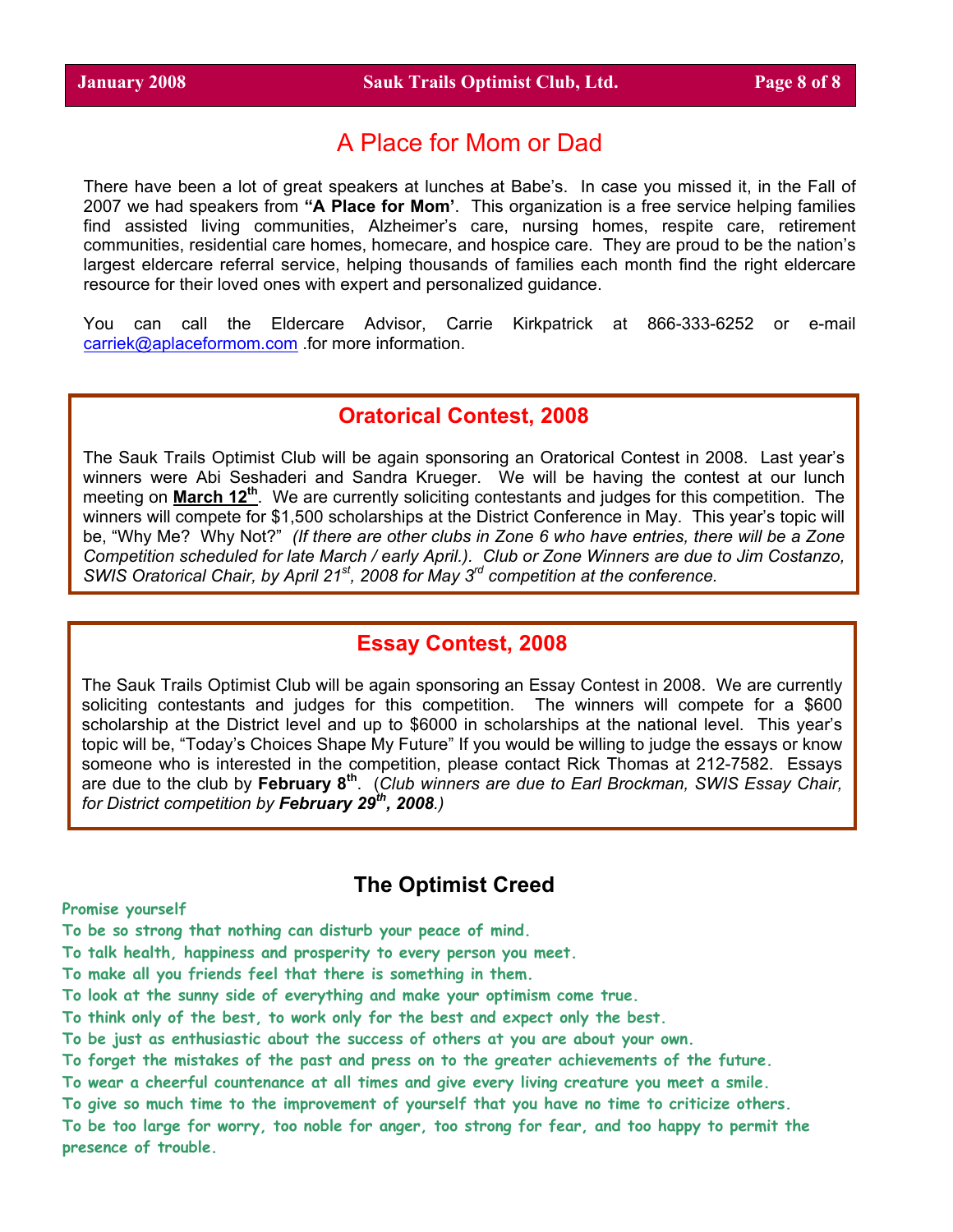# A Place for Mom or Dad

There have been a lot of great speakers at lunches at Babe's. In case you missed it, in the Fall of 2007 we had speakers from **"A Place for Mom'**. This organization is a free service helping families find assisted living communities, Alzheimer's care, nursing homes, respite care, retirement communities, residential care homes, homecare, and hospice care. They are proud to be the nation's largest eldercare referral service, helping thousands of families each month find the right eldercare resource for their loved ones with expert and personalized guidance.

You can call the Eldercare Advisor, Carrie Kirkpatrick at 866-333-6252 or e-mail carriek@aplaceformom.com .for more information.

## Oratorical Contest, 2008

The Sauk Trails Optimist Club will be again sponsoring an Oratorical Contest in 2008. Last year's winners were Abi Seshaderi and Sandra Krueger. We will be having the contest at our lunch meeting on **March 12th**. We are currently soliciting contestants and judges for this competition. The winners will compete for $1,500 scholarships at the District Conference in May. This year's topic will be, "Why Me? Why Not?" *(If there are other clubs in Zone 6 who have entries, there will be a Zone Competition scheduled for late March / early April.). Club or Zone Winners are due to Jim Costanzo, SWIS Oratorical Chair, by April 21st, 2008 for May 3rd competition at the conference.*

## Essay Contest, 2008

The Sauk Trails Optimist Club will be again sponsoring an Essay Contest in 2008. We are currently soliciting contestants and judges for this competition. The winners will compete for a $600 scholarship at the District level and up to $6000 in scholarships at the national level. This year's topic will be, "Today's Choices Shape My Future" If you would be willing to judge the essays or know someone who is interested in the competition, please contact Rick Thomas at 212-7582. Essays are due to the club by **February 8th**. (*Club winners are due to Earl Brockman, SWIS Essay Chair, for District competition by **February 29th, 2008**.)*

## The Optimist Creed

Promise yourself
To be so strong that nothing can disturb your peace of mind.
To talk health, happiness and prosperity to every person you meet.
To make all you friends feel that there is something in them.
To look at the sunny side of everything and make your optimism come true.
To think only of the best, to work only for the best and expect only the best.
To be just as enthusiastic about the success of others at you are about your own.
To forget the mistakes of the past and press on to the greater achievements of the future.
To wear a cheerful countenance at all times and give every living creature you meet a smile.
To give so much time to the improvement of yourself that you have no time to criticize others.
To be too large for worry, too noble for anger, too strong for fear, and too happy to permit the presence of trouble.